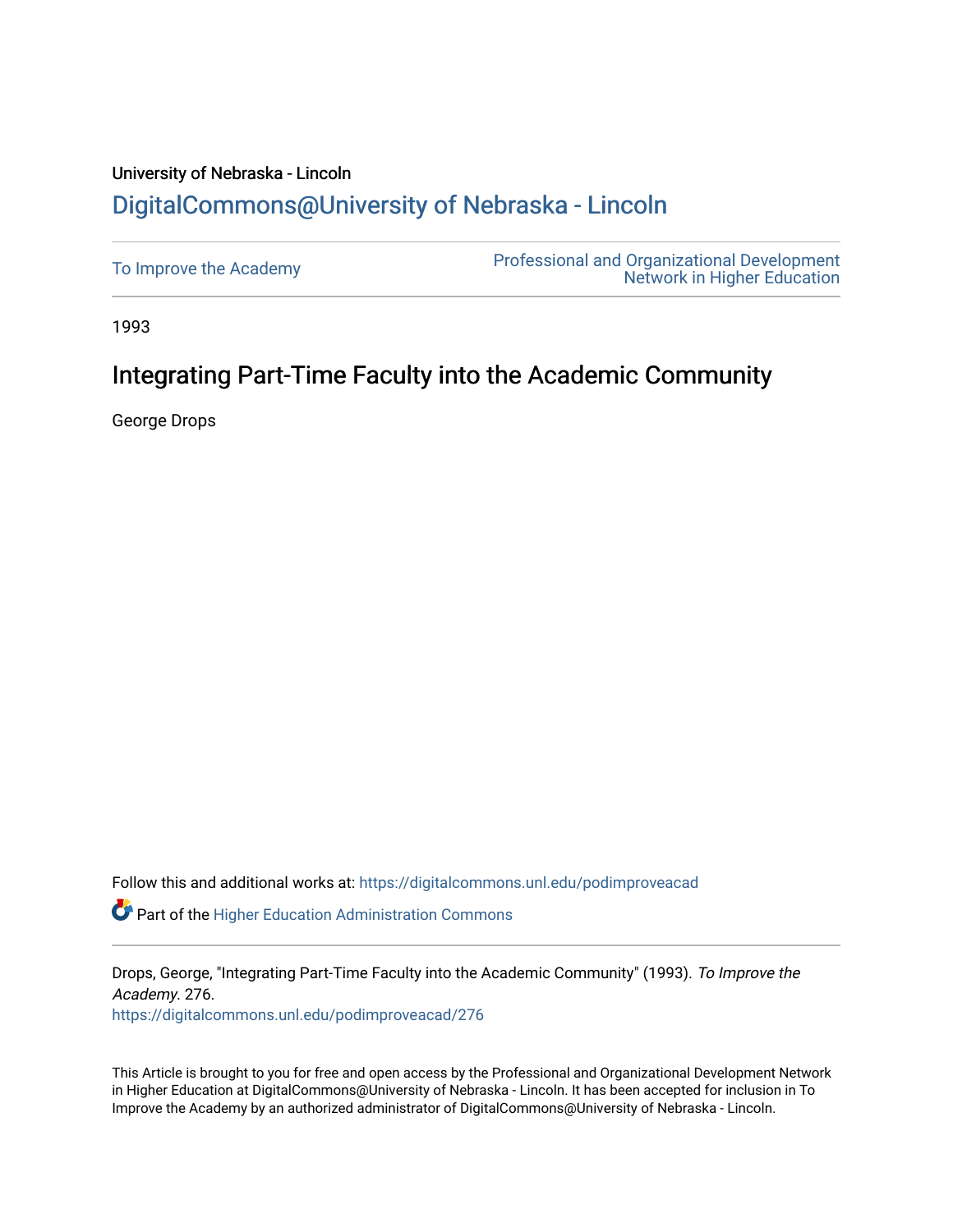University of Nebraska - Lincoln

DigitalCommons@University of Nebraska - Lincoln

To Improve the Academy

Professional and Organizational Development Network in Higher Education

1993

# Integrating Part-Time Faculty into the Academic Community

George Drops

Follow this and additional works at: https://digitalcommons.unl.edu/podimproveacad

Part of the Higher Education Administration Commons

Drops, George, "Integrating Part-Time Faculty into the Academic Community" (1993). *To Improve the Academy*. 276.
https://digitalcommons.unl.edu/podimproveacad/276

This Article is brought to you for free and open access by the Professional and Organizational Development Network in Higher Education at DigitalCommons@University of Nebraska - Lincoln. It has been accepted for inclusion in To Improve the Academy by an authorized administrator of DigitalCommons@University of Nebraska - Lincoln.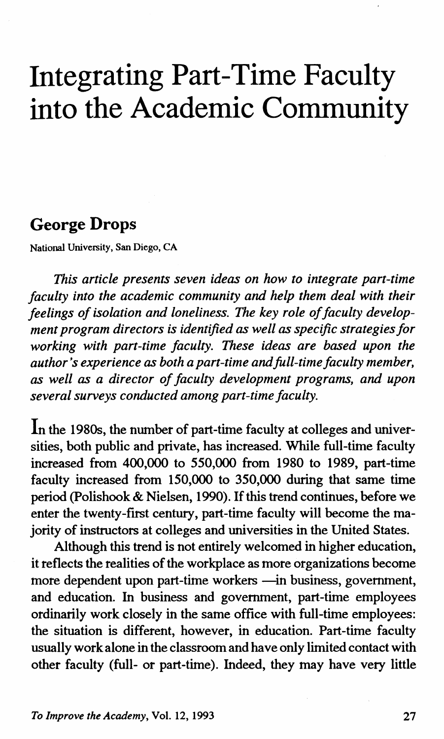# Integrating Part-Time Faculty into the Academic Community

## George Drops

National University, San Diego, CA

*This article presents seven ideas on how to integrate part-time faculty into the academic community and help them deal with their feelings of isolation and loneliness. The key role of faculty development program directors is identified as well as specific strategies for working with part-time faculty. These ideas are based upon the author's experience as both a part-time and full-time faculty member, as well as a director of faculty development programs, and upon several surveys conducted among part-time faculty.*

In the 1980s, the number of part-time faculty at colleges and universities, both public and private, has increased. While full-time faculty increased from 400,000 to 550,000 from 1980 to 1989, part-time faculty increased from 150,000 to 350,000 during that same time period (Polishook & Nielsen, 1990). If this trend continues, before we enter the twenty-first century, part-time faculty will become the majority of instructors at colleges and universities in the United States.

Although this trend is not entirely welcomed in higher education, it reflects the realities of the workplace as more organizations become more dependent upon part-time workers —in business, government, and education. In business and government, part-time employees ordinarily work closely in the same office with full-time employees: the situation is different, however, in education. Part-time faculty usually work alone in the classroom and have only limited contact with other faculty (full- or part-time). Indeed, they may have very little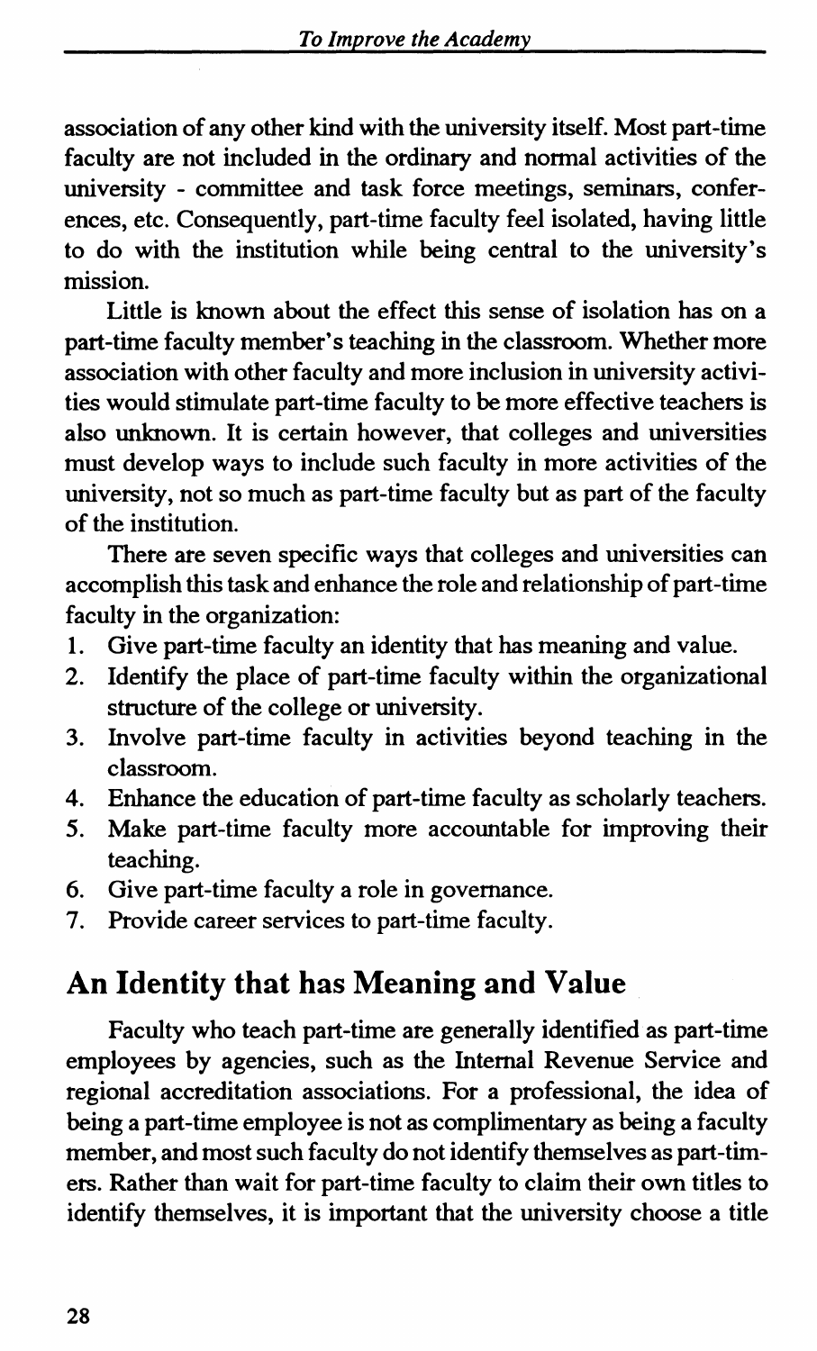association of any other kind with the university itself. Most part-time faculty are not included in the ordinary and normal activities of the university - committee and task force meetings, seminars, conferences, etc. Consequently, part-time faculty feel isolated, having little to do with the institution while being central to the university's mission.

Little is known about the effect this sense of isolation has on a part-time faculty member's teaching in the classroom. Whether more association with other faculty and more inclusion in university activities would stimulate part-time faculty to be more effective teachers is also unknown. It is certain however, that colleges and universities must develop ways to include such faculty in more activities of the university, not so much as part-time faculty but as part of the faculty of the institution.

There are seven specific ways that colleges and universities can accomplish this task and enhance the role and relationship of part-time faculty in the organization:

1. Give part-time faculty an identity that has meaning and value.
2. Identify the place of part-time faculty within the organizational structure of the college or university.
3. Involve part-time faculty in activities beyond teaching in the classroom.
4. Enhance the education of part-time faculty as scholarly teachers.
5. Make part-time faculty more accountable for improving their teaching.
6. Give part-time faculty a role in governance.
7. Provide career services to part-time faculty.

## An Identity that has Meaning and Value

Faculty who teach part-time are generally identified as part-time employees by agencies, such as the Internal Revenue Service and regional accreditation associations. For a professional, the idea of being a part-time employee is not as complimentary as being a faculty member, and most such faculty do not identify themselves as part-timers. Rather than wait for part-time faculty to claim their own titles to identify themselves, it is important that the university choose a title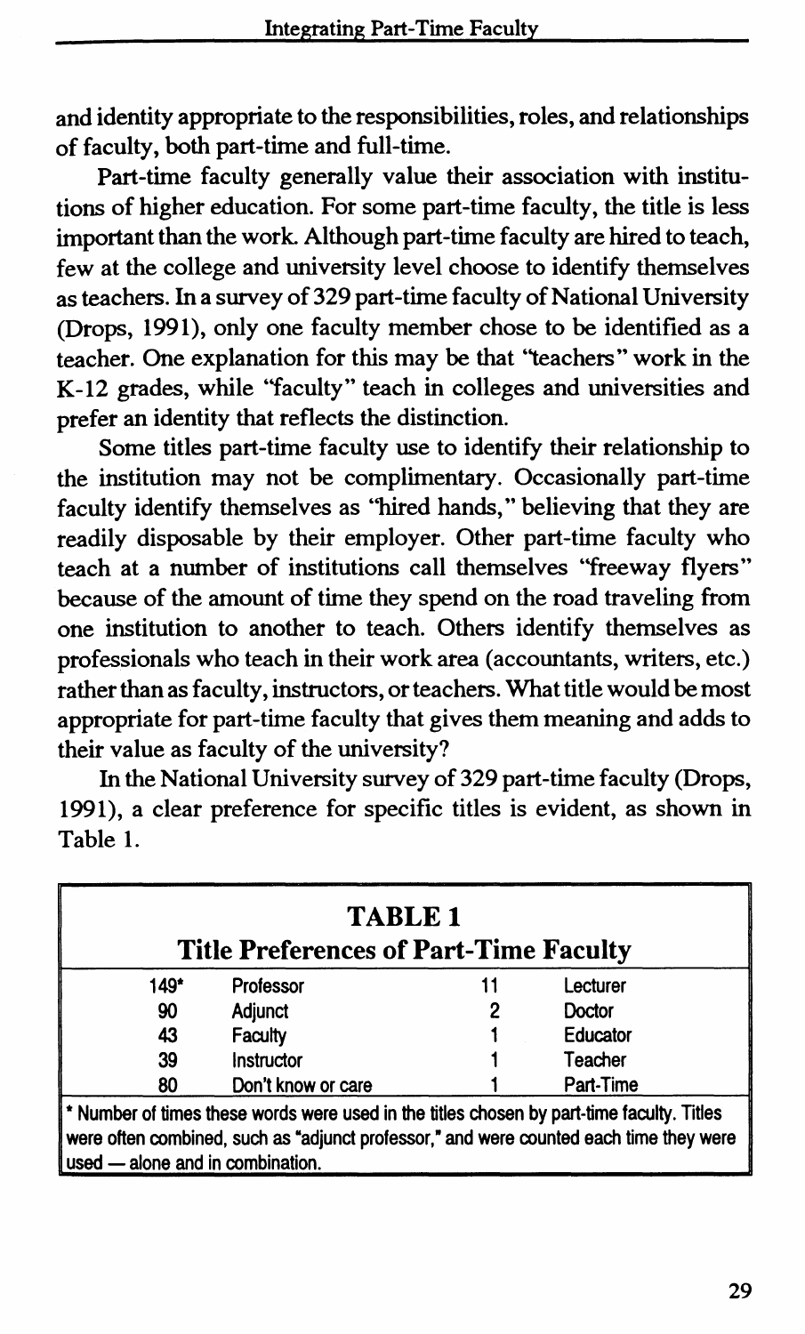and identity appropriate to the responsibilities, roles, and relationships of faculty, both part-time and full-time.

Part-time faculty generally value their association with institutions of higher education. For some part-time faculty, the title is less important than the work. Although part-time faculty are hired to teach, few at the college and university level choose to identify themselves as teachers. In a survey of 329 part-time faculty of National University (Drops, 1991), only one faculty member chose to be identified as a teacher. One explanation for this may be that "teachers" work in the K-12 grades, while "faculty" teach in colleges and universities and prefer an identity that reflects the distinction.

Some titles part-time faculty use to identify their relationship to the institution may not be complimentary. Occasionally part-time faculty identify themselves as "hired hands," believing that they are readily disposable by their employer. Other part-time faculty who teach at a number of institutions call themselves "freeway flyers" because of the amount of time they spend on the road traveling from one institution to another to teach. Others identify themselves as professionals who teach in their work area (accountants, writers, etc.) rather than as faculty, instructors, or teachers. What title would be most appropriate for part-time faculty that gives them meaning and adds to their value as faculty of the university?

In the National University survey of 329 part-time faculty (Drops, 1991), a clear preference for specific titles is evident, as shown in Table 1.

**TABLE 1**
**Title Preferences of Part-Time Faculty**

| | | | |
|---|---|---|---|
| 149* | Professor | 11 | Lecturer |
| 90 | Adjunct | 2 | Doctor |
| 43 | Faculty | 1 | Educator |
| 39 | Instructor | 1 | Teacher |
| 80 | Don't know or care | 1 | Part-Time |

* Number of times these words were used in the titles chosen by part-time faculty. Titles were often combined, such as "adjunct professor," and were counted each time they were used — alone and in combination.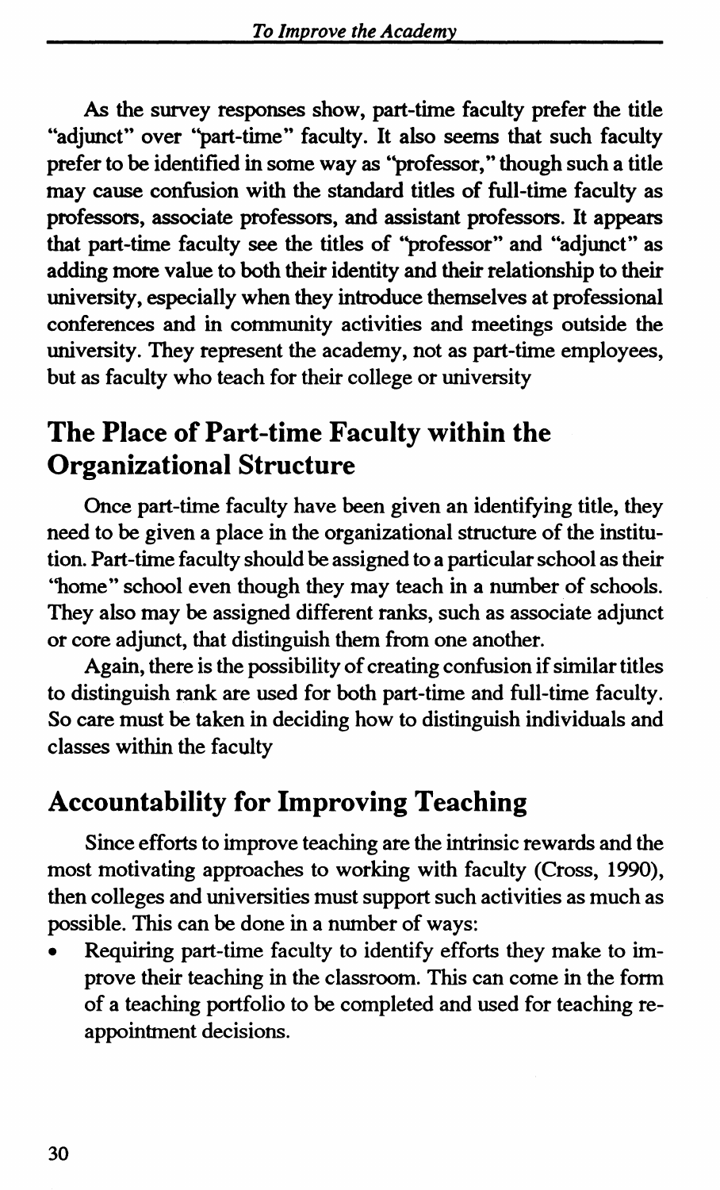As the survey responses show, part-time faculty prefer the title "adjunct" over "part-time" faculty. It also seems that such faculty prefer to be identified in some way as "professor," though such a title may cause confusion with the standard titles of full-time faculty as professors, associate professors, and assistant professors. It appears that part-time faculty see the titles of "professor" and "adjunct" as adding more value to both their identity and their relationship to their university, especially when they introduce themselves at professional conferences and in community activities and meetings outside the university. They represent the academy, not as part-time employees, but as faculty who teach for their college or university

## The Place of Part-time Faculty within the Organizational Structure

Once part-time faculty have been given an identifying title, they need to be given a place in the organizational structure of the institution. Part-time faculty should be assigned to a particular school as their "home" school even though they may teach in a number of schools. They also may be assigned different ranks, such as associate adjunct or core adjunct, that distinguish them from one another.

Again, there is the possibility of creating confusion if similar titles to distinguish rank are used for both part-time and full-time faculty. So care must be taken in deciding how to distinguish individuals and classes within the faculty

## Accountability for Improving Teaching

Since efforts to improve teaching are the intrinsic rewards and the most motivating approaches to working with faculty (Cross, 1990), then colleges and universities must support such activities as much as possible. This can be done in a number of ways:

- Requiring part-time faculty to identify efforts they make to improve their teaching in the classroom. This can come in the form of a teaching portfolio to be completed and used for teaching reappointment decisions.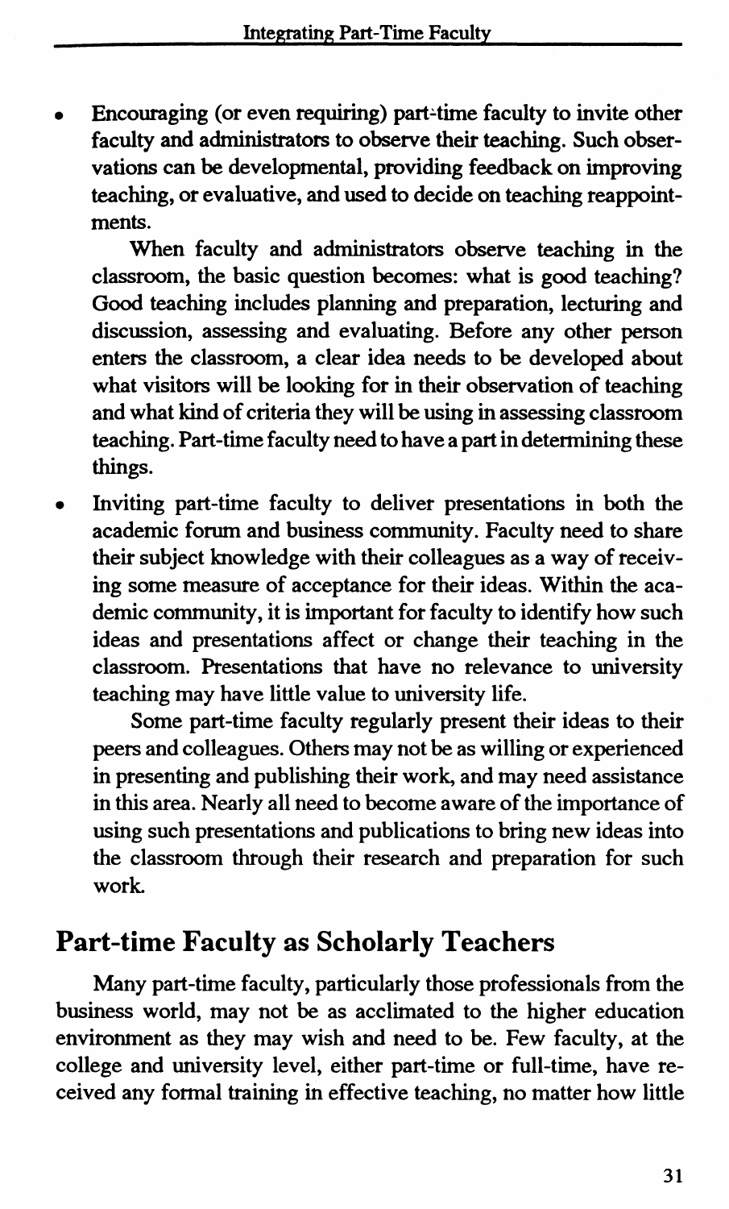- Encouraging (or even requiring) part-time faculty to invite other faculty and administrators to observe their teaching. Such observations can be developmental, providing feedback on improving teaching, or evaluative, and used to decide on teaching reappointments.

  When faculty and administrators observe teaching in the classroom, the basic question becomes: what is good teaching? Good teaching includes planning and preparation, lecturing and discussion, assessing and evaluating. Before any other person enters the classroom, a clear idea needs to be developed about what visitors will be looking for in their observation of teaching and what kind of criteria they will be using in assessing classroom teaching. Part-time faculty need to have a part in determining these things.

- Inviting part-time faculty to deliver presentations in both the academic forum and business community. Faculty need to share their subject knowledge with their colleagues as a way of receiving some measure of acceptance for their ideas. Within the academic community, it is important for faculty to identify how such ideas and presentations affect or change their teaching in the classroom. Presentations that have no relevance to university teaching may have little value to university life.

  Some part-time faculty regularly present their ideas to their peers and colleagues. Others may not be as willing or experienced in presenting and publishing their work, and may need assistance in this area. Nearly all need to become aware of the importance of using such presentations and publications to bring new ideas into the classroom through their research and preparation for such work.

## Part-time Faculty as Scholarly Teachers

Many part-time faculty, particularly those professionals from the business world, may not be as acclimated to the higher education environment as they may wish and need to be. Few faculty, at the college and university level, either part-time or full-time, have received any formal training in effective teaching, no matter how little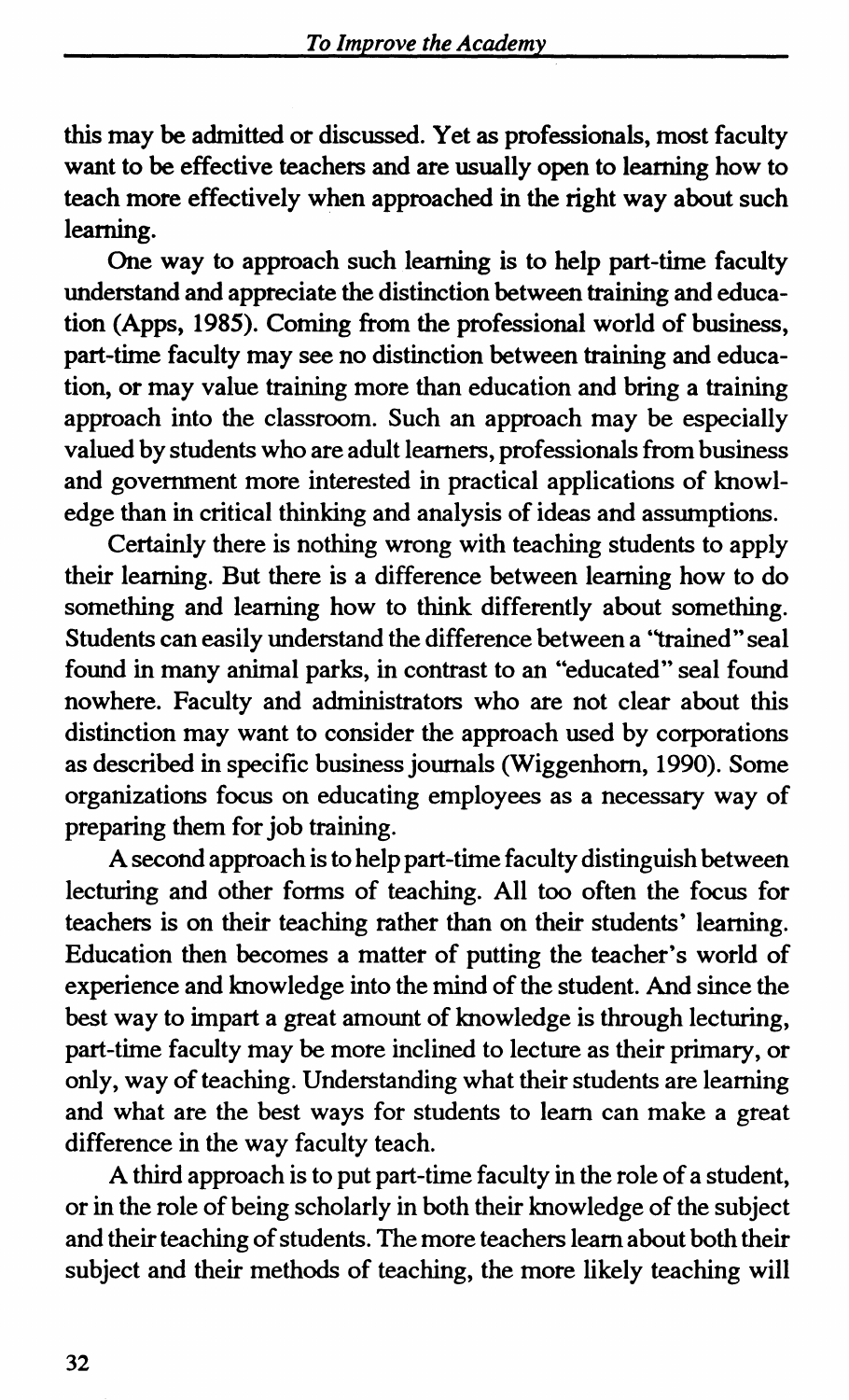this may be admitted or discussed. Yet as professionals, most faculty want to be effective teachers and are usually open to learning how to teach more effectively when approached in the right way about such learning.

One way to approach such learning is to help part-time faculty understand and appreciate the distinction between training and education (Apps, 1985). Coming from the professional world of business, part-time faculty may see no distinction between training and education, or may value training more than education and bring a training approach into the classroom. Such an approach may be especially valued by students who are adult learners, professionals from business and government more interested in practical applications of knowledge than in critical thinking and analysis of ideas and assumptions.

Certainly there is nothing wrong with teaching students to apply their learning. But there is a difference between learning how to do something and learning how to think differently about something. Students can easily understand the difference between a "trained" seal found in many animal parks, in contrast to an "educated" seal found nowhere. Faculty and administrators who are not clear about this distinction may want to consider the approach used by corporations as described in specific business journals (Wiggenhorn, 1990). Some organizations focus on educating employees as a necessary way of preparing them for job training.

A second approach is to help part-time faculty distinguish between lecturing and other forms of teaching. All too often the focus for teachers is on their teaching rather than on their students' learning. Education then becomes a matter of putting the teacher's world of experience and knowledge into the mind of the student. And since the best way to impart a great amount of knowledge is through lecturing, part-time faculty may be more inclined to lecture as their primary, or only, way of teaching. Understanding what their students are learning and what are the best ways for students to learn can make a great difference in the way faculty teach.

A third approach is to put part-time faculty in the role of a student, or in the role of being scholarly in both their knowledge of the subject and their teaching of students. The more teachers learn about both their subject and their methods of teaching, the more likely teaching will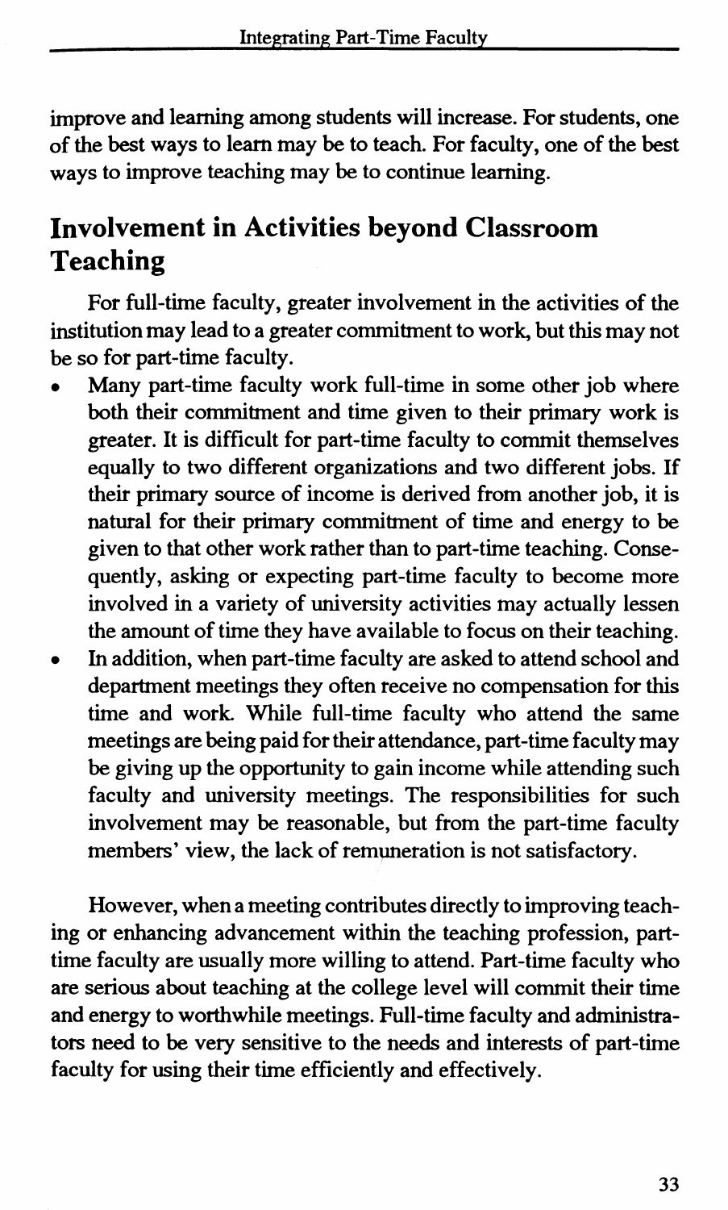improve and learning among students will increase. For students, one of the best ways to learn may be to teach. For faculty, one of the best ways to improve teaching may be to continue learning.

## Involvement in Activities beyond Classroom Teaching

For full-time faculty, greater involvement in the activities of the institution may lead to a greater commitment to work, but this may not be so for part-time faculty.

- Many part-time faculty work full-time in some other job where both their commitment and time given to their primary work is greater. It is difficult for part-time faculty to commit themselves equally to two different organizations and two different jobs. If their primary source of income is derived from another job, it is natural for their primary commitment of time and energy to be given to that other work rather than to part-time teaching. Consequently, asking or expecting part-time faculty to become more involved in a variety of university activities may actually lessen the amount of time they have available to focus on their teaching.
- In addition, when part-time faculty are asked to attend school and department meetings they often receive no compensation for this time and work. While full-time faculty who attend the same meetings are being paid for their attendance, part-time faculty may be giving up the opportunity to gain income while attending such faculty and university meetings. The responsibilities for such involvement may be reasonable, but from the part-time faculty members' view, the lack of remuneration is not satisfactory.

However, when a meeting contributes directly to improving teaching or enhancing advancement within the teaching profession, part-time faculty are usually more willing to attend. Part-time faculty who are serious about teaching at the college level will commit their time and energy to worthwhile meetings. Full-time faculty and administrators need to be very sensitive to the needs and interests of part-time faculty for using their time efficiently and effectively.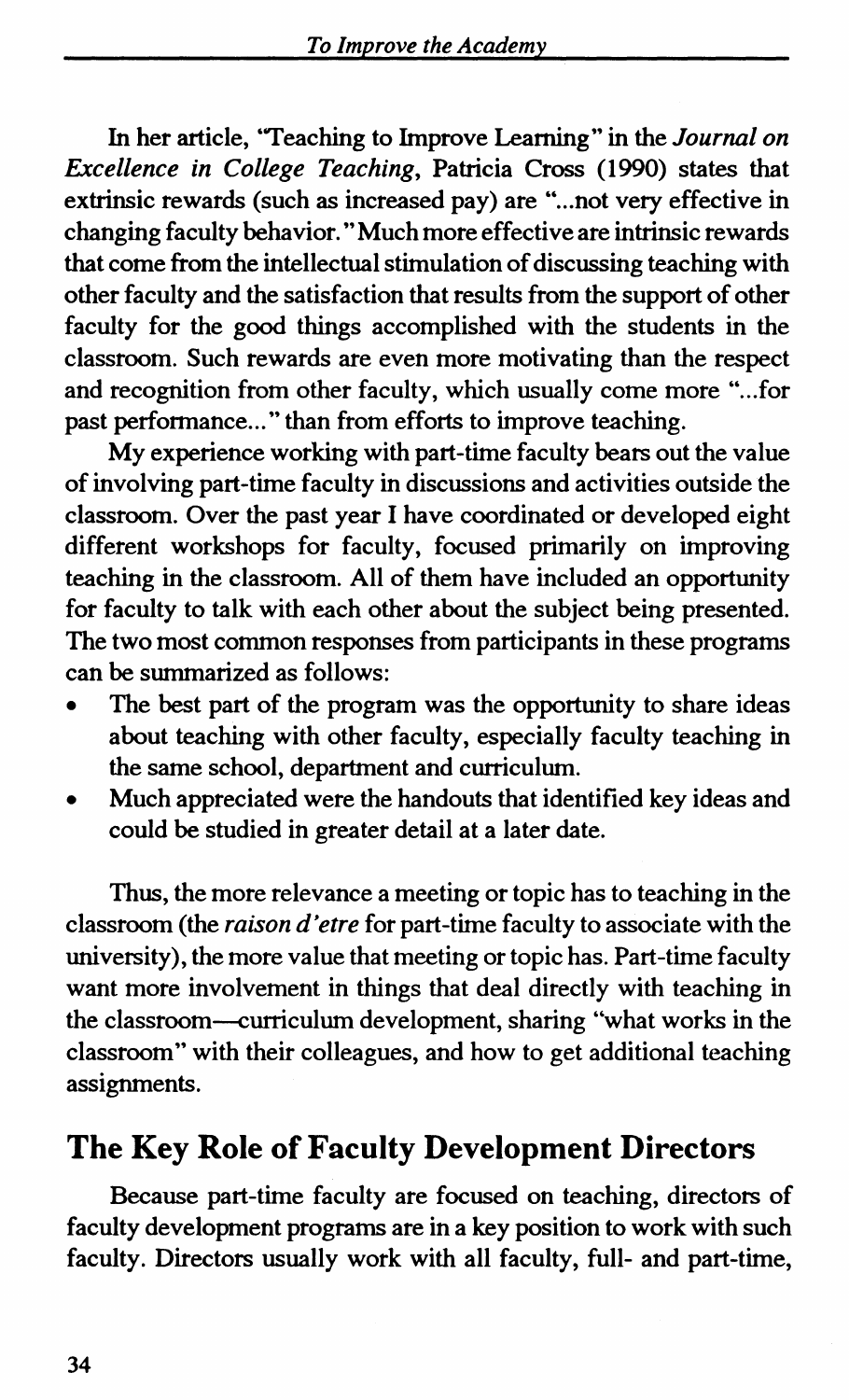In her article, "Teaching to Improve Learning" in the *Journal on Excellence in College Teaching*, Patricia Cross (1990) states that extrinsic rewards (such as increased pay) are "...not very effective in changing faculty behavior." Much more effective are intrinsic rewards that come from the intellectual stimulation of discussing teaching with other faculty and the satisfaction that results from the support of other faculty for the good things accomplished with the students in the classroom. Such rewards are even more motivating than the respect and recognition from other faculty, which usually come more "...for past performance..." than from efforts to improve teaching.

My experience working with part-time faculty bears out the value of involving part-time faculty in discussions and activities outside the classroom. Over the past year I have coordinated or developed eight different workshops for faculty, focused primarily on improving teaching in the classroom. All of them have included an opportunity for faculty to talk with each other about the subject being presented. The two most common responses from participants in these programs can be summarized as follows:

- The best part of the program was the opportunity to share ideas about teaching with other faculty, especially faculty teaching in the same school, department and curriculum.
- Much appreciated were the handouts that identified key ideas and could be studied in greater detail at a later date.

Thus, the more relevance a meeting or topic has to teaching in the classroom (the *raison d'etre* for part-time faculty to associate with the university), the more value that meeting or topic has. Part-time faculty want more involvement in things that deal directly with teaching in the classroom—curriculum development, sharing "what works in the classroom" with their colleagues, and how to get additional teaching assignments.

## The Key Role of Faculty Development Directors

Because part-time faculty are focused on teaching, directors of faculty development programs are in a key position to work with such faculty. Directors usually work with all faculty, full- and part-time,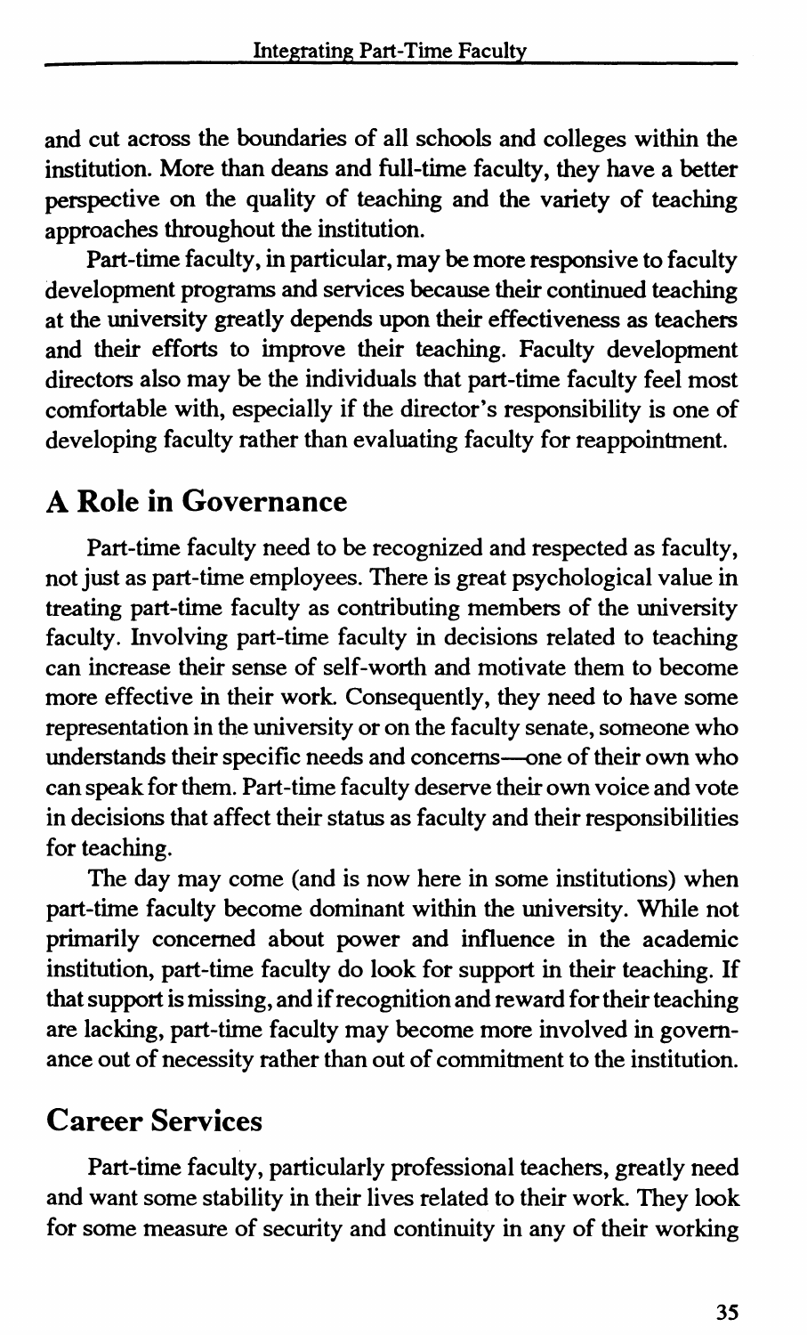and cut across the boundaries of all schools and colleges within the institution. More than deans and full-time faculty, they have a better perspective on the quality of teaching and the variety of teaching approaches throughout the institution.

Part-time faculty, in particular, may be more responsive to faculty development programs and services because their continued teaching at the university greatly depends upon their effectiveness as teachers and their efforts to improve their teaching. Faculty development directors also may be the individuals that part-time faculty feel most comfortable with, especially if the director's responsibility is one of developing faculty rather than evaluating faculty for reappointment.

## A Role in Governance

Part-time faculty need to be recognized and respected as faculty, not just as part-time employees. There is great psychological value in treating part-time faculty as contributing members of the university faculty. Involving part-time faculty in decisions related to teaching can increase their sense of self-worth and motivate them to become more effective in their work. Consequently, they need to have some representation in the university or on the faculty senate, someone who understands their specific needs and concerns—one of their own who can speak for them. Part-time faculty deserve their own voice and vote in decisions that affect their status as faculty and their responsibilities for teaching.

The day may come (and is now here in some institutions) when part-time faculty become dominant within the university. While not primarily concerned about power and influence in the academic institution, part-time faculty do look for support in their teaching. If that support is missing, and if recognition and reward for their teaching are lacking, part-time faculty may become more involved in governance out of necessity rather than out of commitment to the institution.

## Career Services

Part-time faculty, particularly professional teachers, greatly need and want some stability in their lives related to their work. They look for some measure of security and continuity in any of their working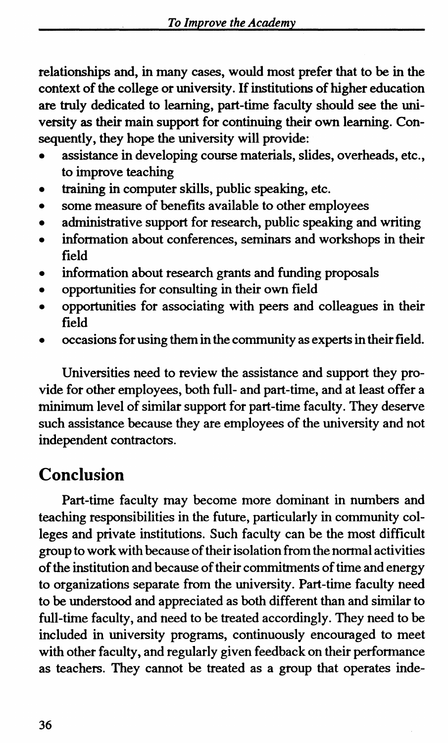relationships and, in many cases, would most prefer that to be in the context of the college or university. If institutions of higher education are truly dedicated to learning, part-time faculty should see the university as their main support for continuing their own learning. Consequently, they hope the university will provide:

- assistance in developing course materials, slides, overheads, etc., to improve teaching
- training in computer skills, public speaking, etc.
- some measure of benefits available to other employees
- administrative support for research, public speaking and writing
- information about conferences, seminars and workshops in their field
- information about research grants and funding proposals
- opportunities for consulting in their own field
- opportunities for associating with peers and colleagues in their field
- occasions for using them in the community as experts in their field.

Universities need to review the assistance and support they provide for other employees, both full- and part-time, and at least offer a minimum level of similar support for part-time faculty. They deserve such assistance because they are employees of the university and not independent contractors.

## Conclusion

Part-time faculty may become more dominant in numbers and teaching responsibilities in the future, particularly in community colleges and private institutions. Such faculty can be the most difficult group to work with because of their isolation from the normal activities of the institution and because of their commitments of time and energy to organizations separate from the university. Part-time faculty need to be understood and appreciated as both different than and similar to full-time faculty, and need to be treated accordingly. They need to be included in university programs, continuously encouraged to meet with other faculty, and regularly given feedback on their performance as teachers. They cannot be treated as a group that operates inde-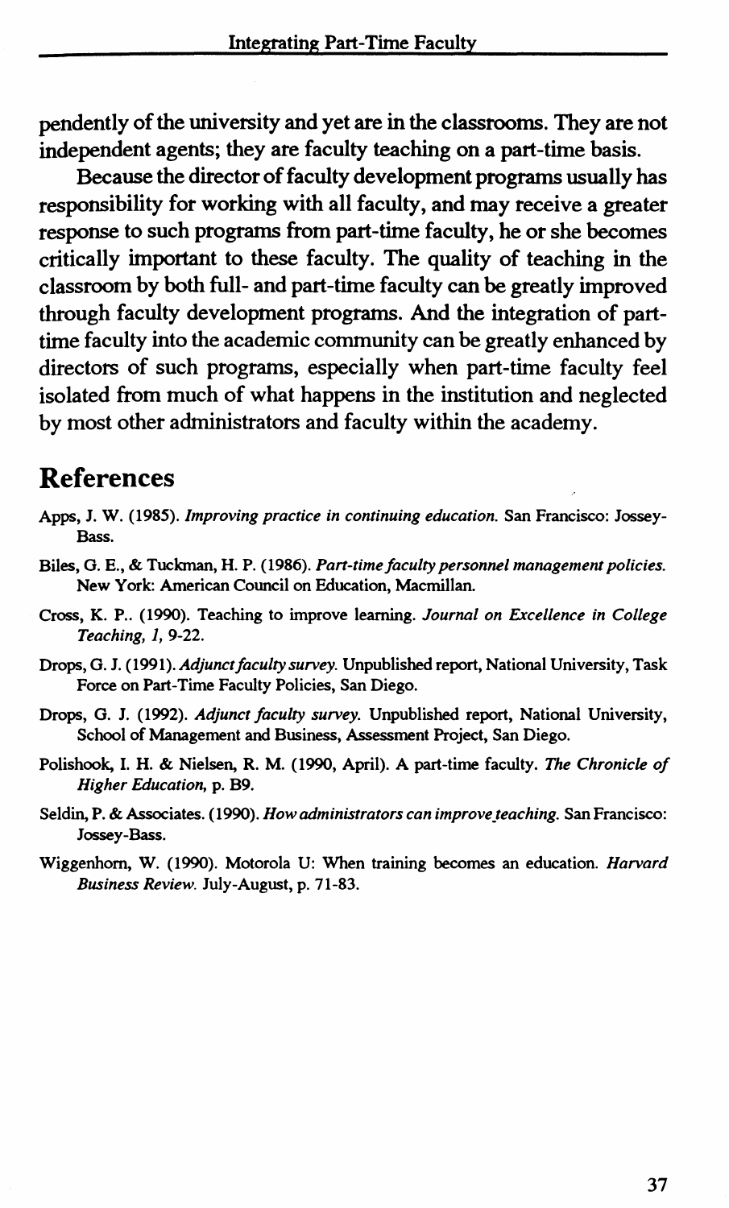pendently of the university and yet are in the classrooms. They are not independent agents; they are faculty teaching on a part-time basis.

Because the director of faculty development programs usually has responsibility for working with all faculty, and may receive a greater response to such programs from part-time faculty, he or she becomes critically important to these faculty. The quality of teaching in the classroom by both full- and part-time faculty can be greatly improved through faculty development programs. And the integration of part-time faculty into the academic community can be greatly enhanced by directors of such programs, especially when part-time faculty feel isolated from much of what happens in the institution and neglected by most other administrators and faculty within the academy.

## References

Apps, J. W. (1985). *Improving practice in continuing education.* San Francisco: Jossey-Bass.

Biles, G. E., & Tuckman, H. P. (1986). *Part-time faculty personnel management policies.* New York: American Council on Education, Macmillan.

Cross, K. P.. (1990). Teaching to improve learning. *Journal on Excellence in College Teaching, 1,* 9-22.

Drops, G. J. (1991). *Adjunct faculty survey.* Unpublished report, National University, Task Force on Part-Time Faculty Policies, San Diego.

Drops, G. J. (1992). *Adjunct faculty survey.* Unpublished report, National University, School of Management and Business, Assessment Project, San Diego.

Polishook, I. H. & Nielsen, R. M. (1990, April). A part-time faculty. *The Chronicle of Higher Education,* p. B9.

Seldin, P. & Associates. (1990). *How administrators can improve teaching.* San Francisco: Jossey-Bass.

Wiggenhorn, W. (1990). Motorola U: When training becomes an education. *Harvard Business Review.* July-August, p. 71-83.